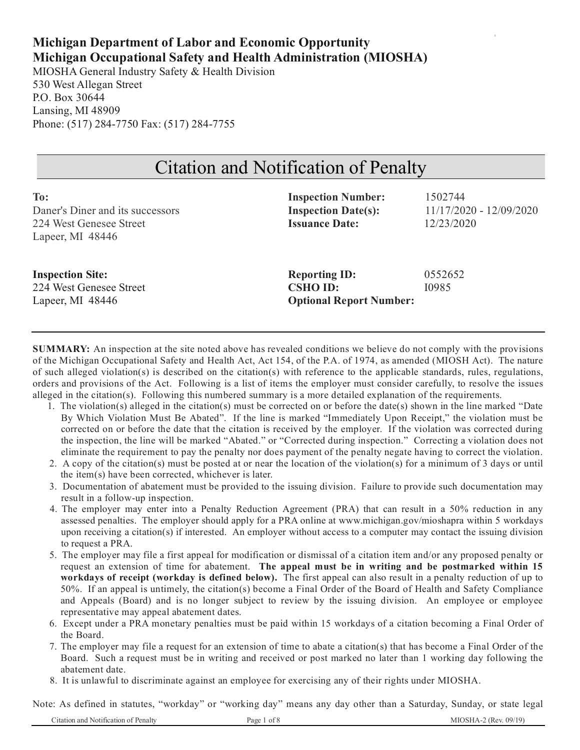**Michigan Department of Labor and Economic Opportunity**
**Michigan Occupational Safety and Health Administration (MIOSHA)**
MIOSHA General Industry Safety & Health Division
530 West Allegan Street
P.O. Box 30644
Lansing, MI 48909
Phone: (517) 284-7750 Fax: (517) 284-7755

# Citation and Notification of Penalty

**To:**
Daner's Diner and its successors
224 West Genesee Street
Lapeer, MI 48446

**Inspection Number:** 1502744
**Inspection Date(s):** 11/17/2020 - 12/09/2020
**Issuance Date:** 12/23/2020

**Inspection Site:**
224 West Genesee Street
Lapeer, MI 48446

**Reporting ID:** 0552652
**CSHO ID:** I0985
**Optional Report Number:**

---

**SUMMARY:** An inspection at the site noted above has revealed conditions we believe do not comply with the provisions of the Michigan Occupational Safety and Health Act, Act 154, of the P.A. of 1974, as amended (MIOSH Act). The nature of such alleged violation(s) is described on the citation(s) with reference to the applicable standards, rules, regulations, orders and provisions of the Act. Following is a list of items the employer must consider carefully, to resolve the issues alleged in the citation(s). Following this numbered summary is a more detailed explanation of the requirements.

1. The violation(s) alleged in the citation(s) must be corrected on or before the date(s) shown in the line marked "Date By Which Violation Must Be Abated". If the line is marked "Immediately Upon Receipt," the violation must be corrected on or before the date that the citation is received by the employer. If the violation was corrected during the inspection, the line will be marked "Abated." or "Corrected during inspection." Correcting a violation does not eliminate the requirement to pay the penalty nor does payment of the penalty negate having to correct the violation.
2. A copy of the citation(s) must be posted at or near the location of the violation(s) for a minimum of 3 days or until the item(s) have been corrected, whichever is later.
3. Documentation of abatement must be provided to the issuing division. Failure to provide such documentation may result in a follow-up inspection.
4. The employer may enter into a Penalty Reduction Agreement (PRA) that can result in a 50% reduction in any assessed penalties. The employer should apply for a PRA online at www.michigan.gov/mioshapra within 5 workdays upon receiving a citation(s) if interested. An employer without access to a computer may contact the issuing division to request a PRA.
5. The employer may file a first appeal for modification or dismissal of a citation item and/or any proposed penalty or request an extension of time for abatement. **The appeal must be in writing and be postmarked within 15 workdays of receipt (workday is defined below).** The first appeal can also result in a penalty reduction of up to 50%. If an appeal is untimely, the citation(s) become a Final Order of the Board of Health and Safety Compliance and Appeals (Board) and is no longer subject to review by the issuing division. An employee or employee representative may appeal abatement dates.
6. Except under a PRA monetary penalties must be paid within 15 workdays of a citation becoming a Final Order of the Board.
7. The employer may file a request for an extension of time to abate a citation(s) that has become a Final Order of the Board. Such a request must be in writing and received or post marked no later than 1 working day following the abatement date.
8. It is unlawful to discriminate against an employee for exercising any of their rights under MIOSHA.

Note: As defined in statutes, "workday" or "working day" means any day other than a Saturday, Sunday, or state legal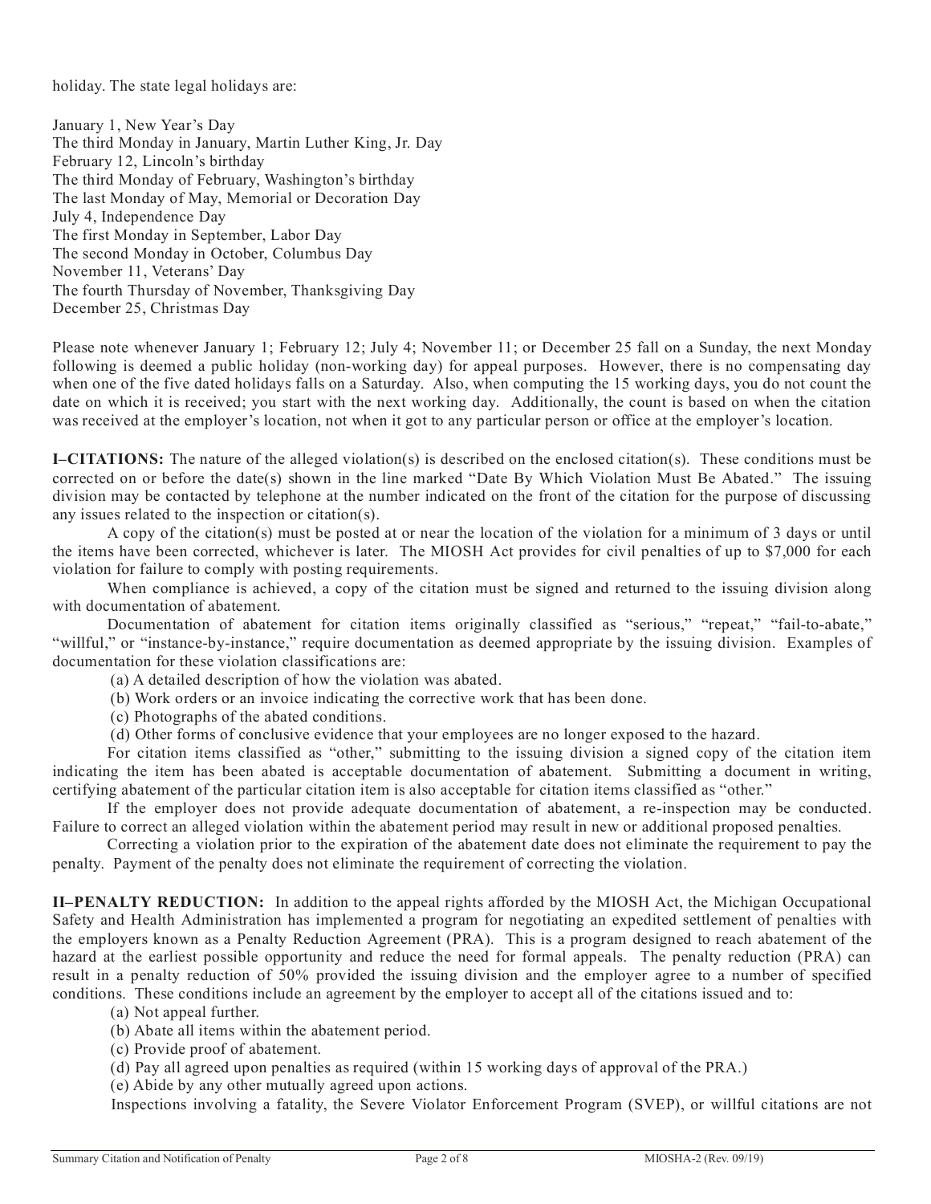holiday. The state legal holidays are:

January 1, New Year's Day
The third Monday in January, Martin Luther King, Jr. Day
February 12, Lincoln's birthday
The third Monday of February, Washington's birthday
The last Monday of May, Memorial or Decoration Day
July 4, Independence Day
The first Monday in September, Labor Day
The second Monday in October, Columbus Day
November 11, Veterans' Day
The fourth Thursday of November, Thanksgiving Day
December 25, Christmas Day

Please note whenever January 1; February 12; July 4; November 11; or December 25 fall on a Sunday, the next Monday following is deemed a public holiday (non-working day) for appeal purposes. However, there is no compensating day when one of the five dated holidays falls on a Saturday. Also, when computing the 15 working days, you do not count the date on which it is received; you start with the next working day. Additionally, the count is based on when the citation was received at the employer's location, not when it got to any particular person or office at the employer's location.

**I–CITATIONS:** The nature of the alleged violation(s) is described on the enclosed citation(s). These conditions must be corrected on or before the date(s) shown in the line marked "Date By Which Violation Must Be Abated." The issuing division may be contacted by telephone at the number indicated on the front of the citation for the purpose of discussing any issues related to the inspection or citation(s).

A copy of the citation(s) must be posted at or near the location of the violation for a minimum of 3 days or until the items have been corrected, whichever is later. The MIOSH Act provides for civil penalties of up to $7,000 for each violation for failure to comply with posting requirements.

When compliance is achieved, a copy of the citation must be signed and returned to the issuing division along with documentation of abatement.

Documentation of abatement for citation items originally classified as "serious," "repeat," "fail-to-abate," "willful," or "instance-by-instance," require documentation as deemed appropriate by the issuing division. Examples of documentation for these violation classifications are:

(a) A detailed description of how the violation was abated.
(b) Work orders or an invoice indicating the corrective work that has been done.
(c) Photographs of the abated conditions.
(d) Other forms of conclusive evidence that your employees are no longer exposed to the hazard.

For citation items classified as "other," submitting to the issuing division a signed copy of the citation item indicating the item has been abated is acceptable documentation of abatement. Submitting a document in writing, certifying abatement of the particular citation item is also acceptable for citation items classified as "other."

If the employer does not provide adequate documentation of abatement, a re-inspection may be conducted. Failure to correct an alleged violation within the abatement period may result in new or additional proposed penalties.

Correcting a violation prior to the expiration of the abatement date does not eliminate the requirement to pay the penalty. Payment of the penalty does not eliminate the requirement of correcting the violation.

**II–PENALTY REDUCTION:** In addition to the appeal rights afforded by the MIOSH Act, the Michigan Occupational Safety and Health Administration has implemented a program for negotiating an expedited settlement of penalties with the employers known as a Penalty Reduction Agreement (PRA). This is a program designed to reach abatement of the hazard at the earliest possible opportunity and reduce the need for formal appeals. The penalty reduction (PRA) can result in a penalty reduction of 50% provided the issuing division and the employer agree to a number of specified conditions. These conditions include an agreement by the employer to accept all of the citations issued and to:

(a) Not appeal further.
(b) Abate all items within the abatement period.
(c) Provide proof of abatement.
(d) Pay all agreed upon penalties as required (within 15 working days of approval of the PRA.)
(e) Abide by any other mutually agreed upon actions.

Inspections involving a fatality, the Severe Violator Enforcement Program (SVEP), or willful citations are not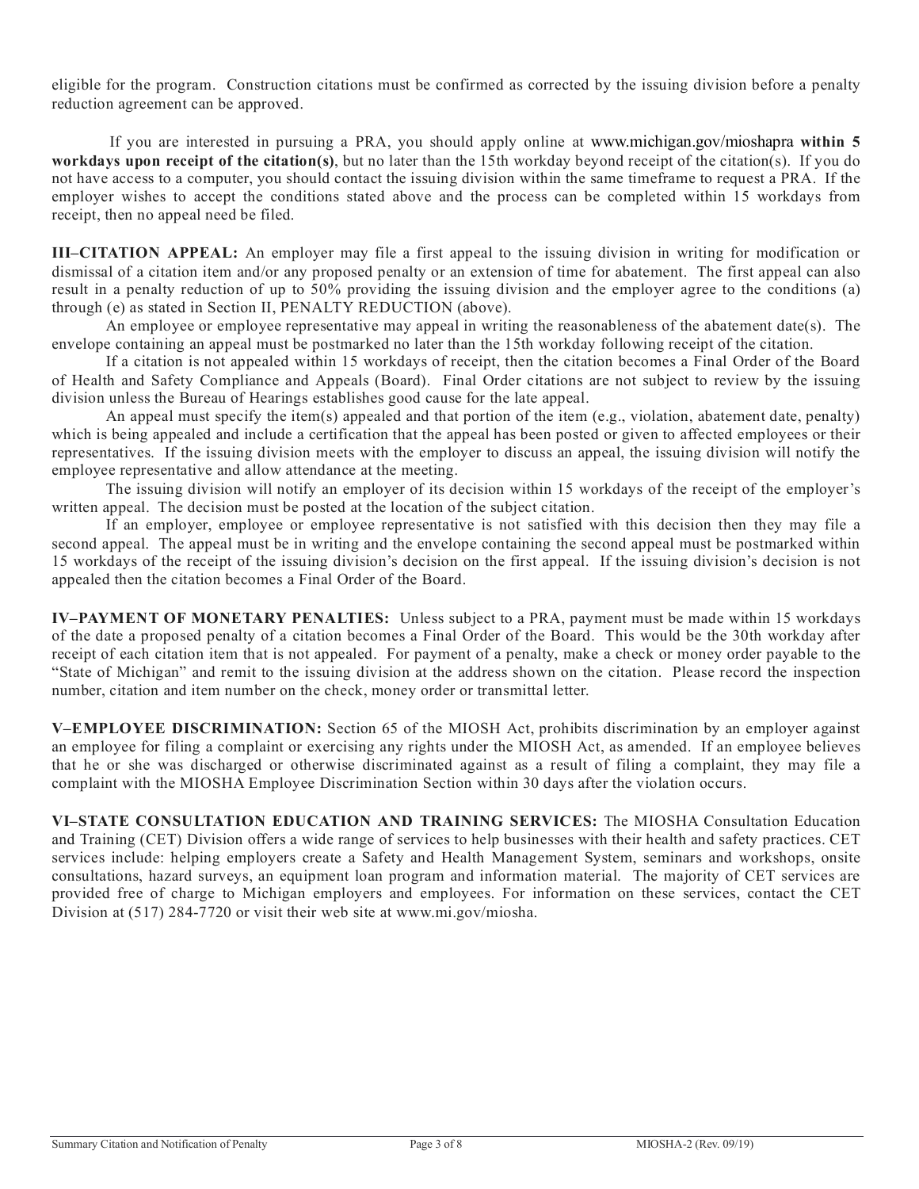eligible for the program. Construction citations must be confirmed as corrected by the issuing division before a penalty reduction agreement can be approved.

If you are interested in pursuing a PRA, you should apply online at www.michigan.gov/mioshapra **within 5 workdays upon receipt of the citation(s)**, but no later than the 15th workday beyond receipt of the citation(s). If you do not have access to a computer, you should contact the issuing division within the same timeframe to request a PRA. If the employer wishes to accept the conditions stated above and the process can be completed within 15 workdays from receipt, then no appeal need be filed.

**III–CITATION APPEAL:** An employer may file a first appeal to the issuing division in writing for modification or dismissal of a citation item and/or any proposed penalty or an extension of time for abatement. The first appeal can also result in a penalty reduction of up to 50% providing the issuing division and the employer agree to the conditions (a) through (e) as stated in Section II, PENALTY REDUCTION (above).

An employee or employee representative may appeal in writing the reasonableness of the abatement date(s). The envelope containing an appeal must be postmarked no later than the 15th workday following receipt of the citation.

If a citation is not appealed within 15 workdays of receipt, then the citation becomes a Final Order of the Board of Health and Safety Compliance and Appeals (Board). Final Order citations are not subject to review by the issuing division unless the Bureau of Hearings establishes good cause for the late appeal.

An appeal must specify the item(s) appealed and that portion of the item (e.g., violation, abatement date, penalty) which is being appealed and include a certification that the appeal has been posted or given to affected employees or their representatives. If the issuing division meets with the employer to discuss an appeal, the issuing division will notify the employee representative and allow attendance at the meeting.

The issuing division will notify an employer of its decision within 15 workdays of the receipt of the employer's written appeal. The decision must be posted at the location of the subject citation.

If an employer, employee or employee representative is not satisfied with this decision then they may file a second appeal. The appeal must be in writing and the envelope containing the second appeal must be postmarked within 15 workdays of the receipt of the issuing division's decision on the first appeal. If the issuing division's decision is not appealed then the citation becomes a Final Order of the Board.

**IV–PAYMENT OF MONETARY PENALTIES:** Unless subject to a PRA, payment must be made within 15 workdays of the date a proposed penalty of a citation becomes a Final Order of the Board. This would be the 30th workday after receipt of each citation item that is not appealed. For payment of a penalty, make a check or money order payable to the "State of Michigan" and remit to the issuing division at the address shown on the citation. Please record the inspection number, citation and item number on the check, money order or transmittal letter.

**V–EMPLOYEE DISCRIMINATION:** Section 65 of the MIOSH Act, prohibits discrimination by an employer against an employee for filing a complaint or exercising any rights under the MIOSH Act, as amended. If an employee believes that he or she was discharged or otherwise discriminated against as a result of filing a complaint, they may file a complaint with the MIOSHA Employee Discrimination Section within 30 days after the violation occurs.

**VI–STATE CONSULTATION EDUCATION AND TRAINING SERVICES:** The MIOSHA Consultation Education and Training (CET) Division offers a wide range of services to help businesses with their health and safety practices. CET services include: helping employers create a Safety and Health Management System, seminars and workshops, onsite consultations, hazard surveys, an equipment loan program and information material. The majority of CET services are provided free of charge to Michigan employers and employees. For information on these services, contact the CET Division at (517) 284-7720 or visit their web site at www.mi.gov/miosha.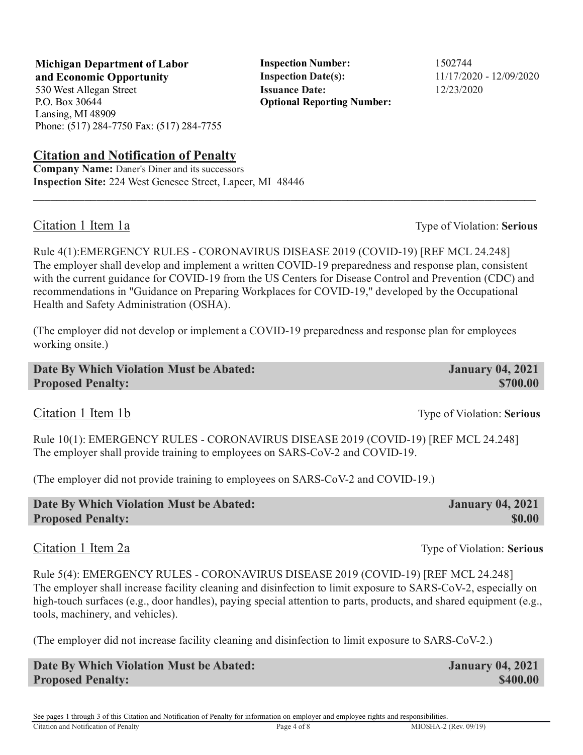**Michigan Department of Labor and Economic Opportunity**
530 West Allegan Street
P.O. Box 30644
Lansing, MI 48909
Phone: (517) 284-7750 Fax: (517) 284-7755

**Inspection Number:** 1502744
**Inspection Date(s):** 11/17/2020 - 12/09/2020
**Issuance Date:** 12/23/2020
**Optional Reporting Number:**

## Citation and Notification of Penalty

**Company Name:** Daner's Diner and its successors
**Inspection Site:** 224 West Genesee Street, Lapeer, MI 48446

---

### Citation 1 Item 1a

Type of Violation: **Serious**

Rule 4(1):EMERGENCY RULES - CORONAVIRUS DISEASE 2019 (COVID-19) [REF MCL 24.248]
The employer shall develop and implement a written COVID-19 preparedness and response plan, consistent with the current guidance for COVID-19 from the US Centers for Disease Control and Prevention (CDC) and recommendations in "Guidance on Preparing Workplaces for COVID-19," developed by the Occupational Health and Safety Administration (OSHA).

(The employer did not develop or implement a COVID-19 preparedness and response plan for employees working onsite.)

**Date By Which Violation Must be Abated:** **January 04, 2021**
**Proposed Penalty:** **$700.00**

### Citation 1 Item 1b

Type of Violation: **Serious**

Rule 10(1): EMERGENCY RULES - CORONAVIRUS DISEASE 2019 (COVID-19) [REF MCL 24.248]
The employer shall provide training to employees on SARS-CoV-2 and COVID-19.

(The employer did not provide training to employees on SARS-CoV-2 and COVID-19.)

**Date By Which Violation Must be Abated:** **January 04, 2021**
**Proposed Penalty:** **$0.00**

### Citation 1 Item 2a

Type of Violation: **Serious**

Rule 5(4): EMERGENCY RULES - CORONAVIRUS DISEASE 2019 (COVID-19) [REF MCL 24.248]
The employer shall increase facility cleaning and disinfection to limit exposure to SARS-CoV-2, especially on high-touch surfaces (e.g., door handles), paying special attention to parts, products, and shared equipment (e.g., tools, machinery, and vehicles).

(The employer did not increase facility cleaning and disinfection to limit exposure to SARS-CoV-2.)

**Date By Which Violation Must be Abated:** **January 04, 2021**
**Proposed Penalty:** **$400.00**

See pages 1 through 3 of this Citation and Notification of Penalty for information on employer and employee rights and responsibilities.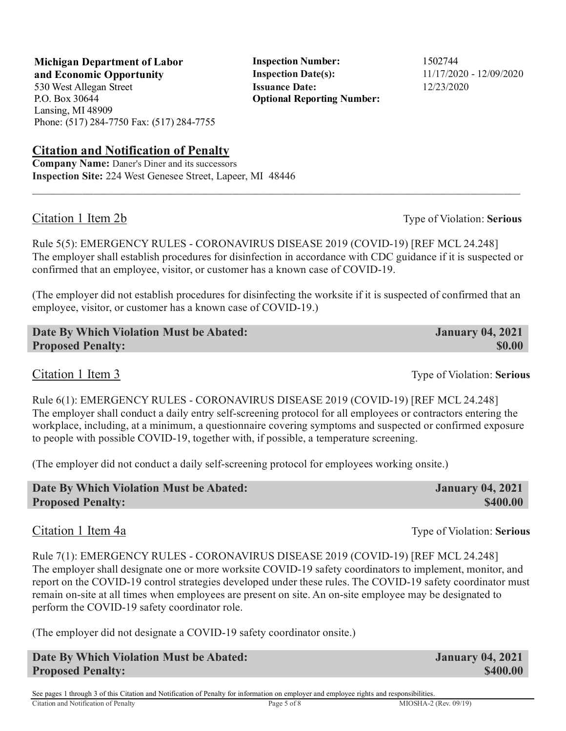**Michigan Department of Labor and Economic Opportunity**
530 West Allegan Street
P.O. Box 30644
Lansing, MI 48909
Phone: (517) 284-7750 Fax: (517) 284-7755

**Inspection Number:** 1502744
**Inspection Date(s):** 11/17/2020 - 12/09/2020
**Issuance Date:** 12/23/2020
**Optional Reporting Number:**

## Citation and Notification of Penalty

**Company Name:** Daner's Diner and its successors
**Inspection Site:** 224 West Genesee Street, Lapeer, MI 48446

---

### Citation 1 Item 2b

Type of Violation: **Serious**

Rule 5(5): EMERGENCY RULES - CORONAVIRUS DISEASE 2019 (COVID-19) [REF MCL 24.248]
The employer shall establish procedures for disinfection in accordance with CDC guidance if it is suspected or confirmed that an employee, visitor, or customer has a known case of COVID-19.

(The employer did not establish procedures for disinfecting the worksite if it is suspected of confirmed that an employee, visitor, or customer has a known case of COVID-19.)

**Date By Which Violation Must be Abated:** **January 04, 2021**
**Proposed Penalty:** **$0.00**

### Citation 1 Item 3

Type of Violation: **Serious**

Rule 6(1): EMERGENCY RULES - CORONAVIRUS DISEASE 2019 (COVID-19) [REF MCL 24.248]
The employer shall conduct a daily entry self-screening protocol for all employees or contractors entering the workplace, including, at a minimum, a questionnaire covering symptoms and suspected or confirmed exposure to people with possible COVID-19, together with, if possible, a temperature screening.

(The employer did not conduct a daily self-screening protocol for employees working onsite.)

**Date By Which Violation Must be Abated:** **January 04, 2021**
**Proposed Penalty:** **$400.00**

### Citation 1 Item 4a

Type of Violation: **Serious**

Rule 7(1): EMERGENCY RULES - CORONAVIRUS DISEASE 2019 (COVID-19) [REF MCL 24.248]
The employer shall designate one or more worksite COVID-19 safety coordinators to implement, monitor, and report on the COVID-19 control strategies developed under these rules. The COVID-19 safety coordinator must remain on-site at all times when employees are present on site. An on-site employee may be designated to perform the COVID-19 safety coordinator role.

(The employer did not designate a COVID-19 safety coordinator onsite.)

**Date By Which Violation Must be Abated:** **January 04, 2021**
**Proposed Penalty:** **$400.00**

See pages 1 through 3 of this Citation and Notification of Penalty for information on employer and employee rights and responsibilities.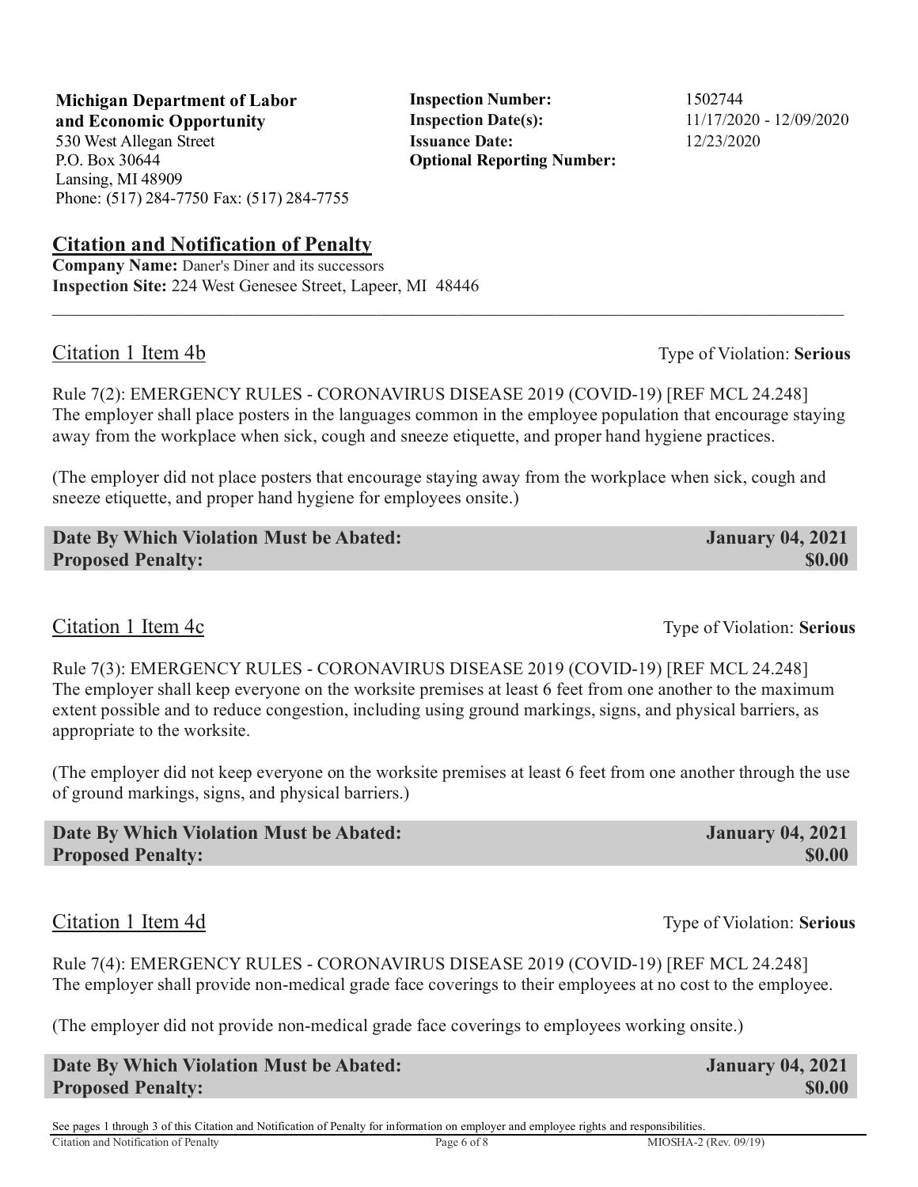**Michigan Department of Labor and Economic Opportunity**
530 West Allegan Street
P.O. Box 30644
Lansing, MI 48909
Phone: (517) 284-7750 Fax: (517) 284-7755

**Inspection Number:** 1502744
**Inspection Date(s):** 11/17/2020 - 12/09/2020
**Issuance Date:** 12/23/2020
**Optional Reporting Number:**

## Citation and Notification of Penalty

**Company Name:** Daner's Diner and its successors
**Inspection Site:** 224 West Genesee Street, Lapeer, MI 48446

---

### Citation 1 Item 4b

Type of Violation: **Serious**

Rule 7(2): EMERGENCY RULES - CORONAVIRUS DISEASE 2019 (COVID-19) [REF MCL 24.248]
The employer shall place posters in the languages common in the employee population that encourage staying away from the workplace when sick, cough and sneeze etiquette, and proper hand hygiene practices.

(The employer did not place posters that encourage staying away from the workplace when sick, cough and sneeze etiquette, and proper hand hygiene for employees onsite.)

**Date By Which Violation Must be Abated:** **January 04, 2021**
**Proposed Penalty:** **$0.00**

### Citation 1 Item 4c

Type of Violation: **Serious**

Rule 7(3): EMERGENCY RULES - CORONAVIRUS DISEASE 2019 (COVID-19) [REF MCL 24.248]
The employer shall keep everyone on the worksite premises at least 6 feet from one another to the maximum extent possible and to reduce congestion, including using ground markings, signs, and physical barriers, as appropriate to the worksite.

(The employer did not keep everyone on the worksite premises at least 6 feet from one another through the use of ground markings, signs, and physical barriers.)

**Date By Which Violation Must be Abated:** **January 04, 2021**
**Proposed Penalty:** **$0.00**

### Citation 1 Item 4d

Type of Violation: **Serious**

Rule 7(4): EMERGENCY RULES - CORONAVIRUS DISEASE 2019 (COVID-19) [REF MCL 24.248]
The employer shall provide non-medical grade face coverings to their employees at no cost to the employee.

(The employer did not provide non-medical grade face coverings to employees working onsite.)

**Date By Which Violation Must be Abated:** **January 04, 2021**
**Proposed Penalty:** **$0.00**

See pages 1 through 3 of this Citation and Notification of Penalty for information on employer and employee rights and responsibilities.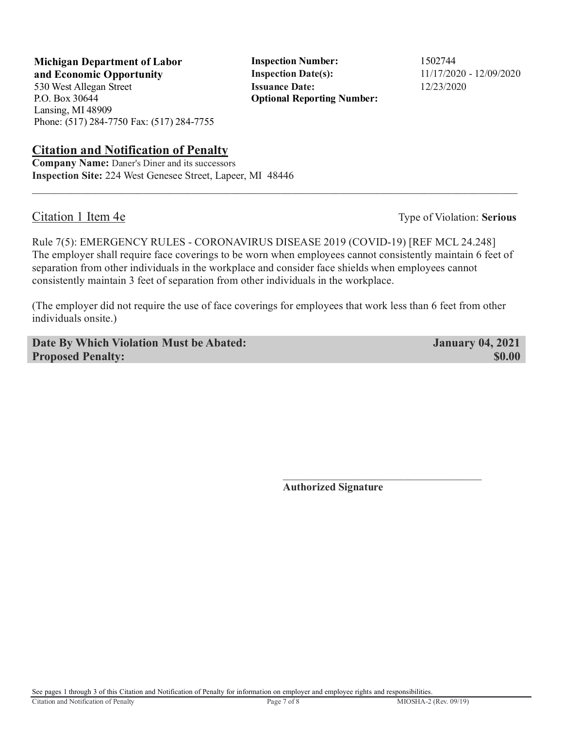**Michigan Department of Labor and Economic Opportunity**
530 West Allegan Street
P.O. Box 30644
Lansing, MI 48909
Phone: (517) 284-7750 Fax: (517) 284-7755

**Inspection Number:** 1502744
**Inspection Date(s):** 11/17/2020 - 12/09/2020
**Issuance Date:** 12/23/2020
**Optional Reporting Number:**

## Citation and Notification of Penalty

**Company Name:** Daner's Diner and its successors
**Inspection Site:** 224 West Genesee Street, Lapeer, MI 48446

---

### Citation 1 Item 4e

Type of Violation: **Serious**

Rule 7(5): EMERGENCY RULES - CORONAVIRUS DISEASE 2019 (COVID-19) [REF MCL 24.248]
The employer shall require face coverings to be worn when employees cannot consistently maintain 6 feet of separation from other individuals in the workplace and consider face shields when employees cannot consistently maintain 3 feet of separation from other individuals in the workplace.

(The employer did not require the use of face coverings for employees that work less than 6 feet from other individuals onsite.)

**Date By Which Violation Must be Abated:** **January 04, 2021**
**Proposed Penalty:** **$0.00**

\_\_\_\_\_\_\_\_\_\_\_\_\_\_\_\_\_\_\_\_\_\_\_\_\_\_\_\_\_\_\_\_\_\_\_\_\_\_
**Authorized Signature**

See pages 1 through 3 of this Citation and Notification of Penalty for information on employer and employee rights and responsibilities.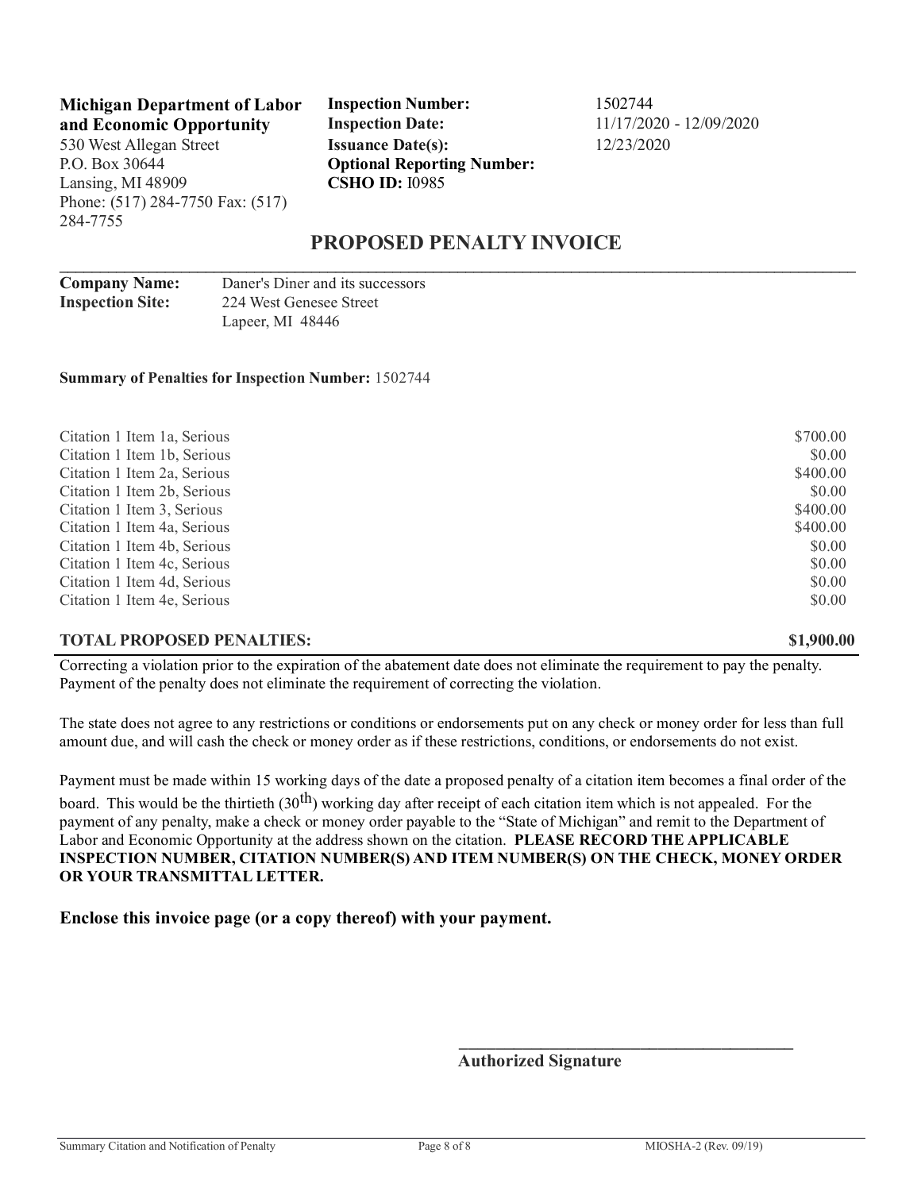**Michigan Department of Labor and Economic Opportunity**
530 West Allegan Street
P.O. Box 30644
Lansing, MI 48909
Phone: (517) 284-7750 Fax: (517) 284-7755

**Inspection Number:** 1502744
**Inspection Date:** 11/17/2020 - 12/09/2020
**Issuance Date(s):** 12/23/2020
**Optional Reporting Number:**
**CSHO ID:** I0985

## PROPOSED PENALTY INVOICE

**Company Name:** Daner's Diner and its successors
**Inspection Site:** 224 West Genesee Street
Lapeer, MI 48446

**Summary of Penalties for Inspection Number:** 1502744

| | |
|---|---|
| Citation 1 Item 1a, Serious | $700.00 |
| Citation 1 Item 1b, Serious | $0.00 |
| Citation 1 Item 2a, Serious | $400.00 |
| Citation 1 Item 2b, Serious | $0.00 |
| Citation 1 Item 3, Serious | $400.00 |
| Citation 1 Item 4a, Serious | $400.00 |
| Citation 1 Item 4b, Serious | $0.00 |
| Citation 1 Item 4c, Serious | $0.00 |
| Citation 1 Item 4d, Serious | $0.00 |
| Citation 1 Item 4e, Serious | $0.00 |
| **TOTAL PROPOSED PENALTIES:** | **$1,900.00** |

Correcting a violation prior to the expiration of the abatement date does not eliminate the requirement to pay the penalty. Payment of the penalty does not eliminate the requirement of correcting the violation.

The state does not agree to any restrictions or conditions or endorsements put on any check or money order for less than full amount due, and will cash the check or money order as if these restrictions, conditions, or endorsements do not exist.

Payment must be made within 15 working days of the date a proposed penalty of a citation item becomes a final order of the board. This would be the thirtieth (30th) working day after receipt of each citation item which is not appealed. For the payment of any penalty, make a check or money order payable to the "State of Michigan" and remit to the Department of Labor and Economic Opportunity at the address shown on the citation. **PLEASE RECORD THE APPLICABLE INSPECTION NUMBER, CITATION NUMBER(S) AND ITEM NUMBER(S) ON THE CHECK, MONEY ORDER OR YOUR TRANSMITTAL LETTER.**

**Enclose this invoice page (or a copy thereof) with your payment.**

\_\_\_\_\_\_\_\_\_\_\_\_\_\_\_\_\_\_\_\_\_\_\_\_\_\_\_\_\_\_\_\_\_\_\_\_\_\_\_\_
**Authorized Signature**

Summary Citation and Notification of Penalty MIOSHA-2 (Rev. 09/19)